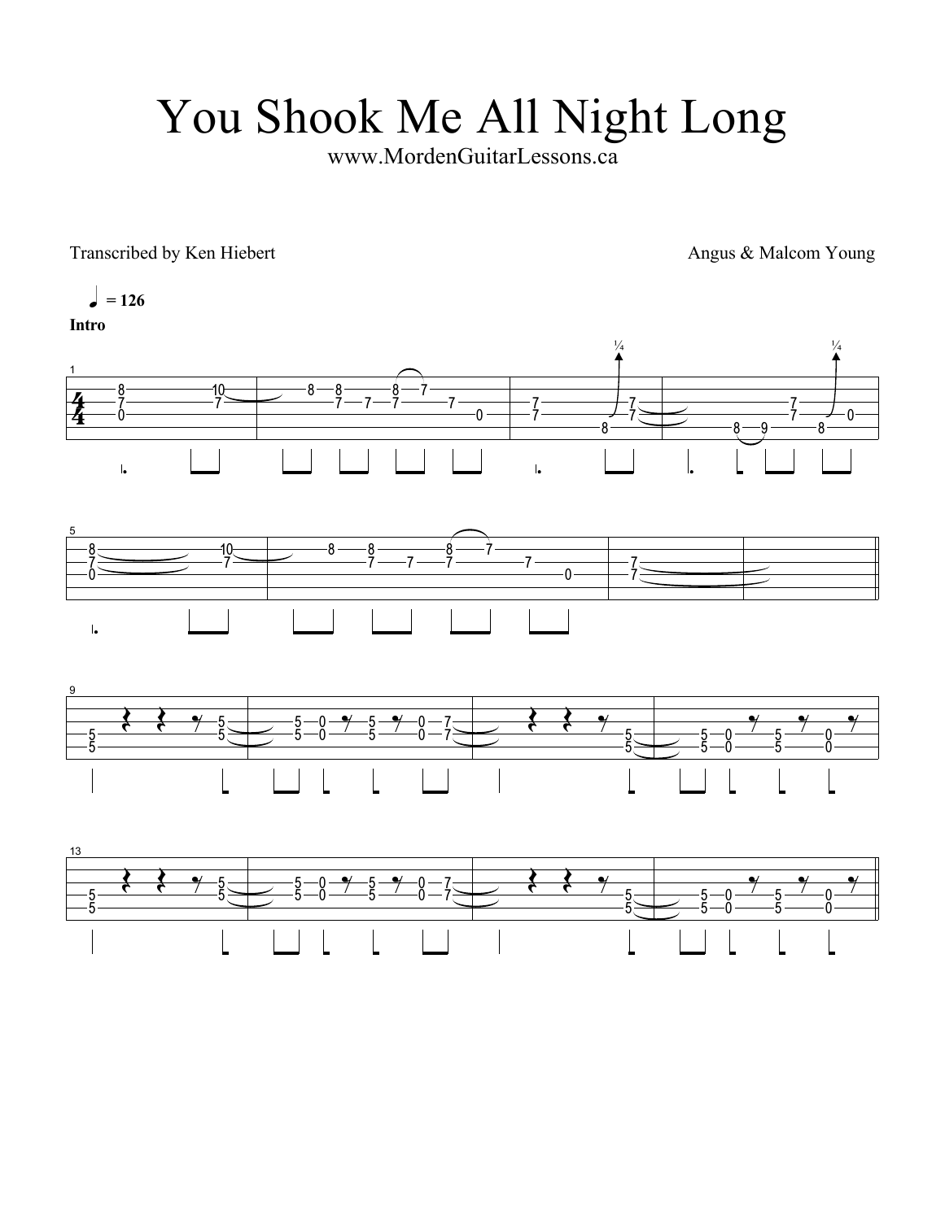# You Shook Me All Night Long

www.MordenGuitarLessons.ca

Transcribed by Ken Hiebert

Angus & Malcom Young

♩ = 126

**Intro**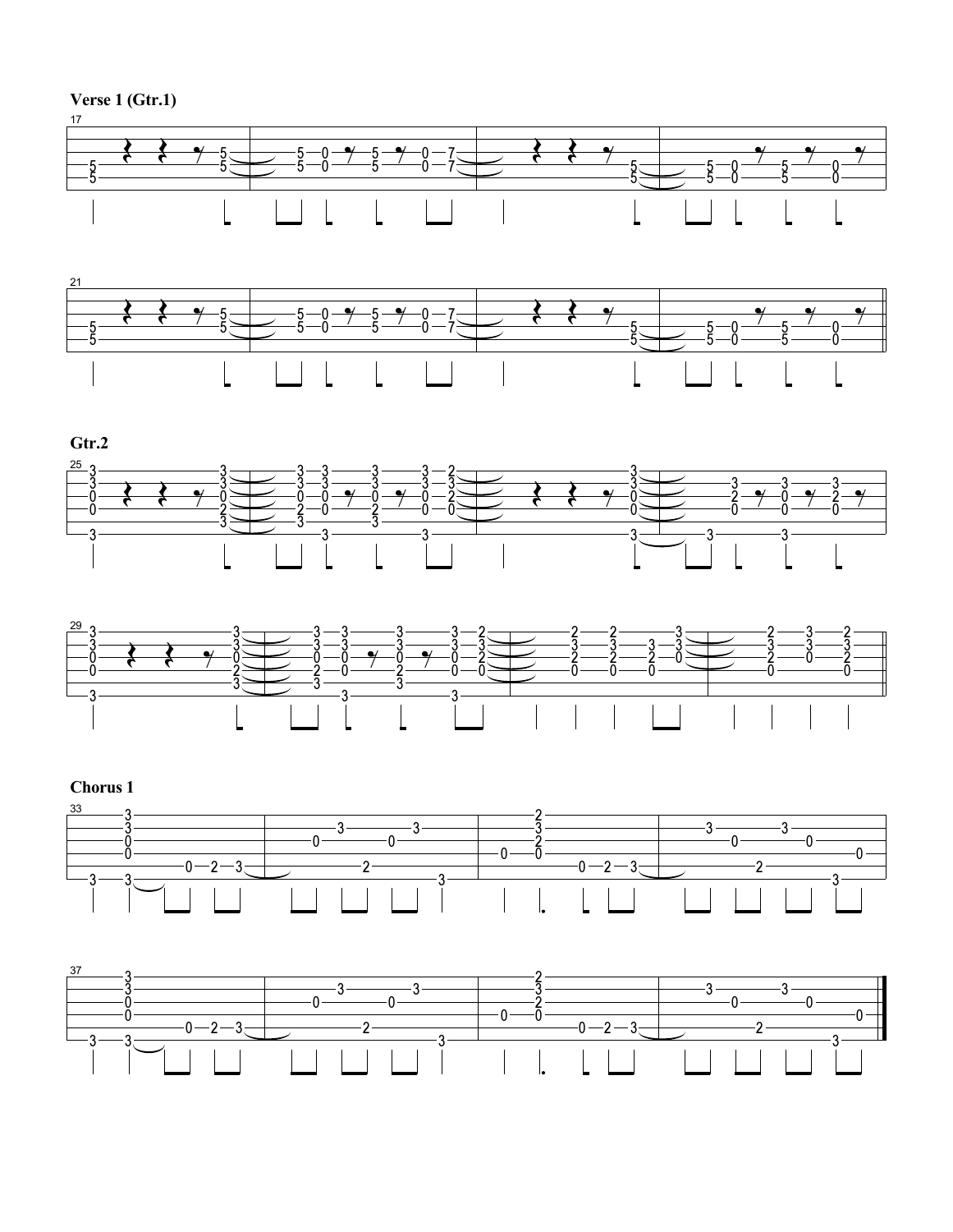**Verse 1 (Gtr.1)**

**Gtr.2**

**Chorus 1**